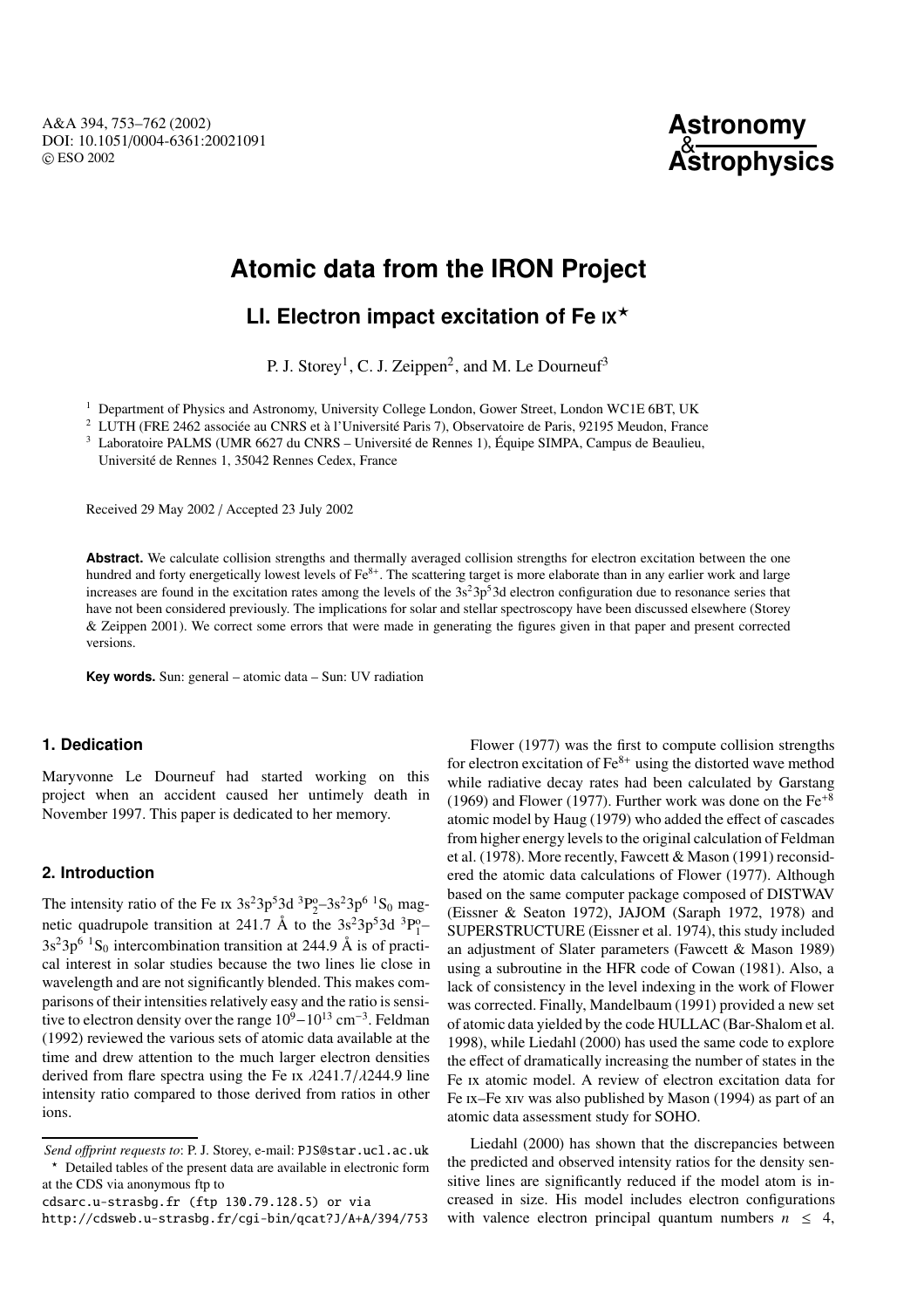# Atomic data from the IRON Project

## LI. Electron impact excitation of Fe IX*

P. J. Storey[1], C. J. Zeippen[2], and M. Le Dourneuf[3]

[1] Department of Physics and Astronomy, University College London, Gower Street, London WC1E 6BT, UK

[2] LUTH (FRE 2462 associée au CNRS et à l'Université Paris 7), Observatoire de Paris, 92195 Meudon, France

[3] Laboratoire PALMS (UMR 6627 du CNRS – Université de Rennes 1), Équipe SIMPA, Campus de Beaulieu, Université de Rennes 1, 35042 Rennes Cedex, France

Received 29 May 2002 / Accepted 23 July 2002

**Abstract.** We calculate collision strengths and thermally averaged collision strengths for electron excitation between the one hundred and forty energetically lowest levels of $Fe^{8+}$. The scattering target is more elaborate than in any earlier work and large increases are found in the excitation rates among the levels of the $3s^23p^53d$ electron configuration due to resonance series that have not been considered previously. The implications for solar and stellar spectroscopy have been discussed elsewhere (Storey & Zeippen 2001). We correct some errors that were made in generating the figures given in that paper and present corrected versions.

**Key words.** Sun: general – atomic data – Sun: UV radiation

### 1. Dedication

Maryvonne Le Dourneuf had started working on this project when an accident caused her untimely death in November 1997. This paper is dedicated to her memory.

### 2. Introduction

The intensity ratio of the Fe IX $3s^23p^53d\ ^3P^o_2$–$3s^23p^6\ ^1S_0$ magnetic quadrupole transition at 241.7 Å to the $3s^23p^53d\ ^3P^o_1$–$3s^23p^6\ ^1S_0$ intercombination transition at 244.9 Å is of practical interest in solar studies because the two lines lie close in wavelength and are not significantly blended. This makes comparisons of their intensities relatively easy and the ratio is sensitive to electron density over the range $10^9$–$10^{13}$ cm$^{-3}$. Feldman (1992) reviewed the various sets of atomic data available at the time and drew attention to the much larger electron densities derived from flare spectra using the Fe IX $\lambda$241.7/$\lambda$244.9 line intensity ratio compared to those derived from ratios in other ions.

Flower (1977) was the first to compute collision strengths for electron excitation of $Fe^{8+}$ using the distorted wave method while radiative decay rates had been calculated by Garstang (1969) and Flower (1977). Further work was done on the $Fe^{+8}$ atomic model by Haug (1979) who added the effect of cascades from higher energy levels to the original calculation of Feldman et al. (1978). More recently, Fawcett & Mason (1991) reconsidered the atomic data calculations of Flower (1977). Although based on the same computer package composed of DISTWAV (Eissner & Seaton 1972), JAJOM (Saraph 1972, 1978) and SUPERSTRUCTURE (Eissner et al. 1974), this study included an adjustment of Slater parameters (Fawcett & Mason 1989) using a subroutine in the HFR code of Cowan (1981). Also, a lack of consistency in the level indexing in the work of Flower was corrected. Finally, Mandelbaum (1991) provided a new set of atomic data yielded by the code HULLAC (Bar-Shalom et al. 1998), while Liedahl (2000) has used the same code to explore the effect of dramatically increasing the number of states in the Fe IX atomic model. A review of electron excitation data for Fe IX–Fe XIV was also published by Mason (1994) as part of an atomic data assessment study for SOHO.

Liedahl (2000) has shown that the discrepancies between the predicted and observed intensity ratios for the density sensitive lines are significantly reduced if the model atom is increased in size. His model includes electron configurations with valence electron principal quantum numbers $n \leq 4$,

---

*Send offprint requests to*: P. J. Storey, e-mail: PJS@star.ucl.ac.uk

* Detailed tables of the present data are available in electronic form at the CDS via anonymous ftp to cdsarc.u-strasbg.fr (130.79.128.5) or via http://cdsweb.u-strasbg.fr/cgi-bin/qcat?J/A+A/394/753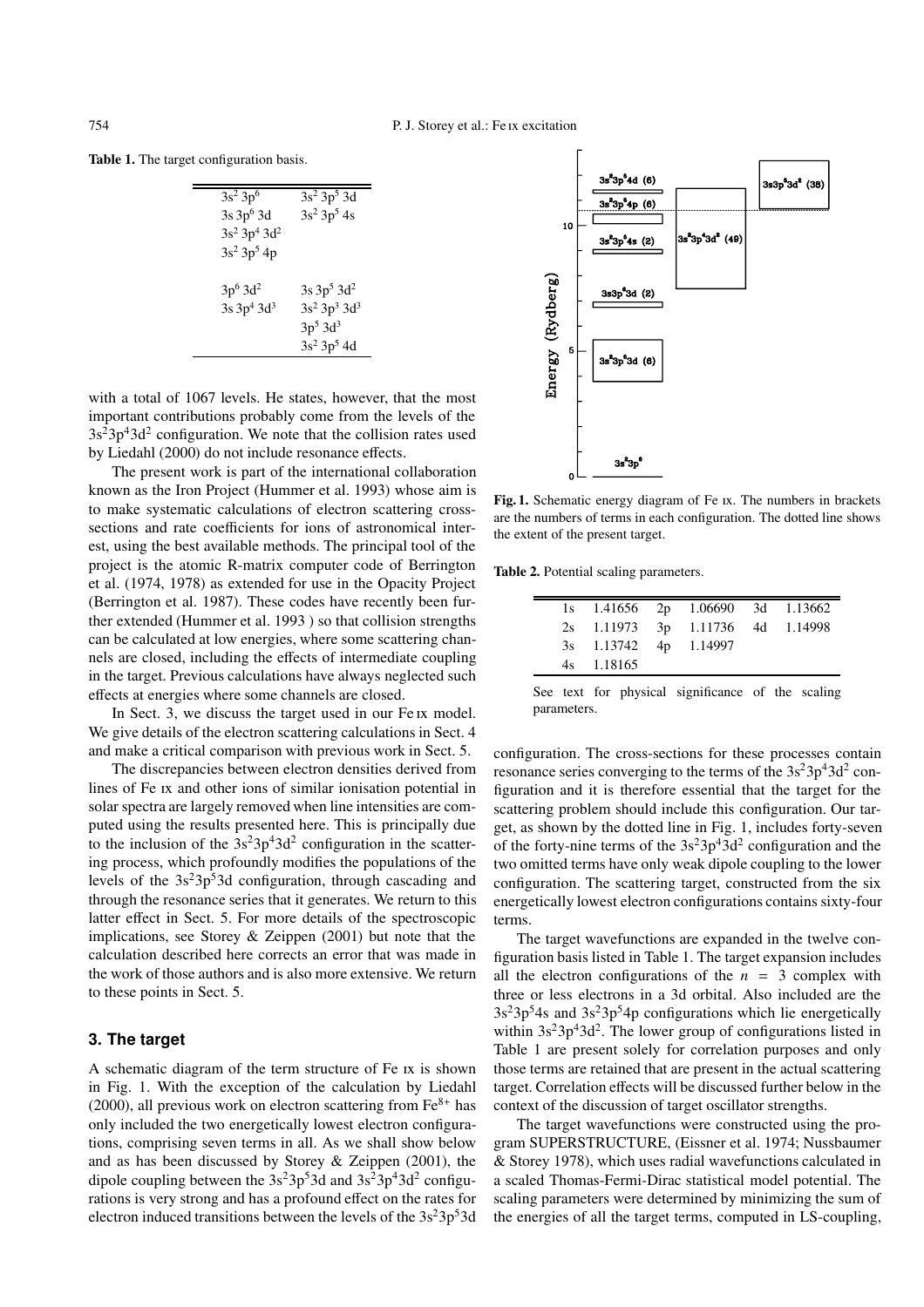**Table 1.** The target configuration basis.

| | |
|---|---|
| $3s^2\,3p^6$ | $3s^2\,3p^5\,3d$ |
| $3s\,3p^6\,3d$ | $3s^2\,3p^5\,4s$ |
| $3s^2\,3p^4\,3d^2$ | |
| $3s^2\,3p^5\,4p$ | |
| | |
| $3p^6\,3d^2$ | $3s\,3p^5\,3d^2$ |
| $3s\,3p^4\,3d^3$ | $3s^2\,3p^3\,3d^3$ |
| | $3p^5\,3d^3$ |
| | $3s^2\,3p^5\,4d$ |

with a total of 1067 levels. He states, however, that the most important contributions probably come from the levels of the $3s^23p^43d^2$ configuration. We note that the collision rates used by Liedahl (2000) do not include resonance effects.

The present work is part of the international collaboration known as the Iron Project (Hummer et al. 1993) whose aim is to make systematic calculations of electron scattering cross-sections and rate coefficients for ions of astronomical interest, using the best available methods. The principal tool of the project is the atomic R-matrix computer code of Berrington et al. (1974, 1978) as extended for use in the Opacity Project (Berrington et al. 1987). These codes have recently been further extended (Hummer et al. 1993 ) so that collision strengths can be calculated at low energies, where some scattering channels are closed, including the effects of intermediate coupling in the target. Previous calculations have always neglected such effects at energies where some channels are closed.

In Sect. 3, we discuss the target used in our Fe IX model. We give details of the electron scattering calculations in Sect. 4 and make a critical comparison with previous work in Sect. 5.

The discrepancies between electron densities derived from lines of Fe IX and other ions of similar ionisation potential in solar spectra are largely removed when line intensities are computed using the results presented here. This is principally due to the inclusion of the $3s^23p^43d^2$ configuration in the scattering process, which profoundly modifies the populations of the levels of the $3s^23p^53d$ configuration, through cascading and through the resonance series that it generates. We return to this latter effect in Sect. 5. For more details of the spectroscopic implications, see Storey & Zeippen (2001) but note that the calculation described here corrects an error that was made in the work of those authors and is also more extensive. We return to these points in Sect. 5.

## 3. The target

A schematic diagram of the term structure of Fe IX is shown in Fig. 1. With the exception of the calculation by Liedahl (2000), all previous work on electron scattering from $Fe^{8+}$ has only included the two energetically lowest electron configurations, comprising seven terms in all. As we shall show below and as has been discussed by Storey & Zeippen (2001), the dipole coupling between the $3s^23p^53d$ and $3s^23p^43d^2$ configurations is very strong and has a profound effect on the rates for electron induced transitions between the levels of the $3s^23p^53d$ configuration. The cross-sections for these processes contain resonance series converging to the terms of the $3s^23p^43d^2$ configuration and it is therefore essential that the target for the scattering problem should include this configuration. Our target, as shown by the dotted line in Fig. 1, includes forty-seven of the forty-nine terms of the $3s^23p^43d^2$ configuration and the two omitted terms have only weak dipole coupling to the lower configuration. The scattering target, constructed from the six energetically lowest electron configurations contains sixty-four terms.

**Fig. 1.** Schematic energy diagram of Fe IX. The numbers in brackets are the numbers of terms in each configuration. The dotted line shows the extent of the present target.

**Table 2.** Potential scaling parameters.

| | | | | | |
|---|---|---|---|---|---|
| 1s | 1.41656 | 2p | 1.06690 | 3d | 1.13662 |
| 2s | 1.11973 | 3p | 1.11736 | 4d | 1.14998 |
| 3s | 1.13742 | 4p | 1.14997 | | |
| 4s | 1.18165 | | | | |

See text for physical significance of the scaling parameters.

The target wavefunctions are expanded in the twelve configuration basis listed in Table 1. The target expansion includes all the electron configurations of the $n = 3$ complex with three or less electrons in a 3d orbital. Also included are the $3s^23p^54s$ and $3s^23p^54p$ configurations which lie energetically within $3s^23p^43d^2$. The lower group of configurations listed in Table 1 are present solely for correlation purposes and only those terms are retained that are present in the actual scattering target. Correlation effects will be discussed further below in the context of the discussion of target oscillator strengths.

The target wavefunctions were constructed using the program SUPERSTRUCTURE, (Eissner et al. 1974; Nussbaumer & Storey 1978), which uses radial wavefunctions calculated in a scaled Thomas-Fermi-Dirac statistical model potential. The scaling parameters were determined by minimizing the sum of the energies of all the target terms, computed in LS-coupling,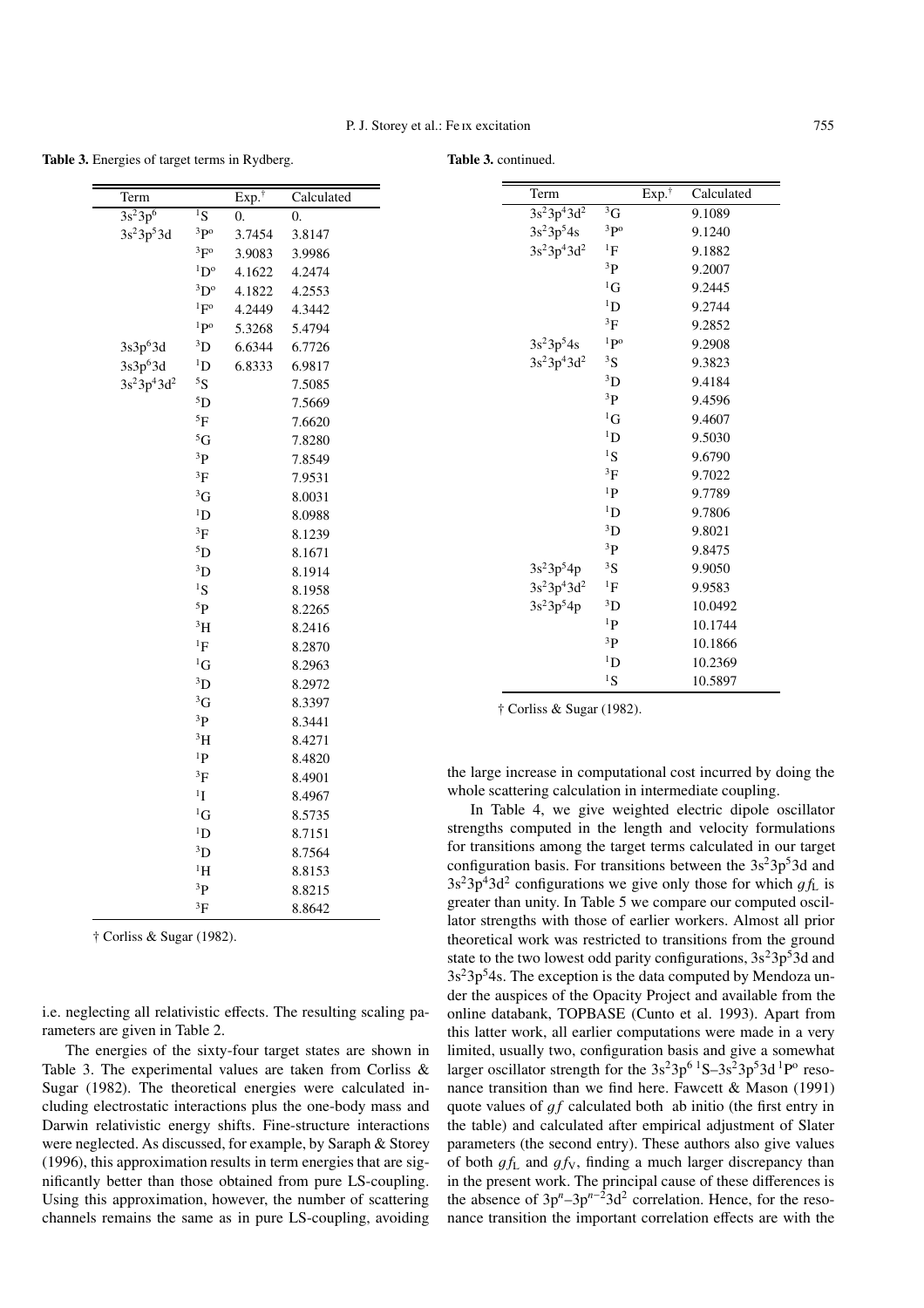**Table 3.** Energies of target terms in Rydberg.

| Term | | Exp.† | Calculated |
|---|---|---|---|
| $3s^23p^6$ | $^1S$ | 0. | 0. |
| $3s^23p^53d$ | $^3P^o$ | 3.7454 | 3.8147 |
| | $^3F^o$ | 3.9083 | 3.9986 |
| | $^1D^o$ | 4.1622 | 4.2474 |
| | $^3D^o$ | 4.1822 | 4.2553 |
| | $^1F^o$ | 4.2449 | 4.3442 |
| | $^1P^o$ | 5.3268 | 5.4794 |
| $3s3p^63d$ | $^3D$ | 6.6344 | 6.7726 |
| $3s3p^63d$ | $^1D$ | 6.8333 | 6.9817 |
| $3s^23p^43d^2$ | $^5S$ | | 7.5085 |
| | $^5D$ | | 7.5669 |
| | $^5F$ | | 7.6620 |
| | $^5G$ | | 7.8280 |
| | $^3P$ | | 7.8549 |
| | $^3F$ | | 7.9531 |
| | $^3G$ | | 8.0031 |
| | $^1D$ | | 8.0988 |
| | $^3F$ | | 8.1239 |
| | $^5D$ | | 8.1671 |
| | $^3D$ | | 8.1914 |
| | $^1S$ | | 8.1958 |
| | $^5P$ | | 8.2265 |
| | $^3H$ | | 8.2416 |
| | $^1F$ | | 8.2870 |
| | $^1G$ | | 8.2963 |
| | $^3D$ | | 8.2972 |
| | $^3G$ | | 8.3397 |
| | $^3P$ | | 8.3441 |
| | $^3H$ | | 8.4271 |
| | $^1P$ | | 8.4820 |
| | $^3F$ | | 8.4901 |
| | $^1I$ | | 8.4967 |
| | $^1G$ | | 8.5735 |
| | $^1D$ | | 8.7151 |
| | $^3D$ | | 8.7564 |
| | $^1H$ | | 8.8153 |
| | $^3P$ | | 8.8215 |
| | $^3F$ | | 8.8642 |
| $3s^23p^43d^2$ | $^3G$ | | 9.1089 |
| $3s^23p^54s$ | $^3P^o$ | | 9.1240 |
| $3s^23p^43d^2$ | $^1F$ | | 9.1882 |
| | $^3P$ | | 9.2007 |
| | $^1G$ | | 9.2445 |
| | $^1D$ | | 9.2744 |
| | $^3F$ | | 9.2852 |
| $3s^23p^54s$ | $^1P^o$ | | 9.2908 |
| $3s^23p^43d^2$ | $^3S$ | | 9.3823 |
| | $^3D$ | | 9.4184 |
| | $^3P$ | | 9.4596 |
| | $^1G$ | | 9.4607 |
| | $^1D$ | | 9.5030 |
| | $^1S$ | | 9.6790 |
| | $^3F$ | | 9.7022 |
| | $^1P$ | | 9.7789 |
| | $^1D$ | | 9.7806 |
| | $^3D$ | | 9.8021 |
| | $^3P$ | | 9.8475 |
| $3s^23p^54p$ | $^3S$ | | 9.9050 |
| $3s^23p^43d^2$ | $^1F$ | | 9.9583 |
| $3s^23p^54p$ | $^3D$ | | 10.0492 |
| | $^1P$ | | 10.1744 |
| | $^3P$ | | 10.1866 |
| | $^1D$ | | 10.2369 |
| | $^1S$ | | 10.5897 |

† Corliss & Sugar (1982).

i.e. neglecting all relativistic effects. The resulting scaling parameters are given in Table 2.

The energies of the sixty-four target states are shown in Table 3. The experimental values are taken from Corliss & Sugar (1982). The theoretical energies were calculated including electrostatic interactions plus the one-body mass and Darwin relativistic energy shifts. Fine-structure interactions were neglected. As discussed, for example, by Saraph & Storey (1996), this approximation results in term energies that are significantly better than those obtained from pure LS-coupling. Using this approximation, however, the number of scattering channels remains the same as in pure LS-coupling, avoiding the large increase in computational cost incurred by doing the whole scattering calculation in intermediate coupling.

In Table 4, we give weighted electric dipole oscillator strengths computed in the length and velocity formulations for transitions among the target terms calculated in our target configuration basis. For transitions between the $3s^23p^53d$ and $3s^23p^43d^2$ configurations we give only those for which $gf_L$ is greater than unity. In Table 5 we compare our computed oscillator strengths with those of earlier workers. Almost all prior theoretical work was restricted to transitions from the ground state to the two lowest odd parity configurations, $3s^23p^53d$ and $3s^23p^54s$. The exception is the data computed by Mendoza under the auspices of the Opacity Project and available from the online databank, TOPBASE (Cunto et al. 1993). Apart from this latter work, all earlier computations were made in a very limited, usually two, configuration basis and give a somewhat larger oscillator strength for the $3s^23p^6\,{}^1S$–$3s^23p^53d\,{}^1P^o$ resonance transition than we find here. Fawcett & Mason (1991) quote values of $gf$ calculated both ab initio (the first entry in the table) and calculated after empirical adjustment of Slater parameters (the second entry). These authors also give values of both $gf_L$ and $gf_V$, finding a much larger discrepancy than in the present work. The principal cause of these differences is the absence of $3p^n$–$3p^{n-2}3d^2$ correlation. Hence, for the resonance transition the important correlation effects are with the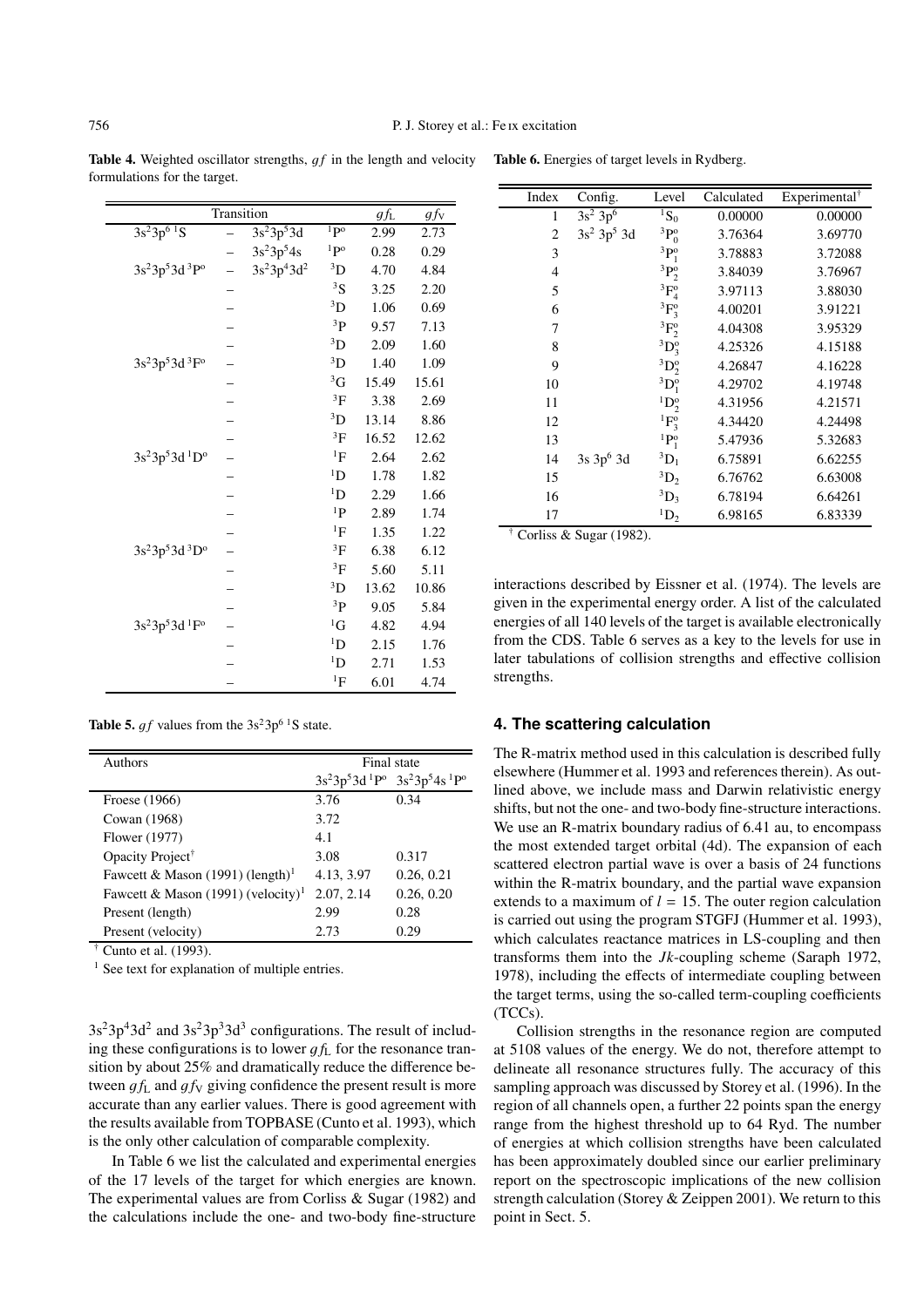**Table 4.** Weighted oscillator strengths, $gf$ in the length and velocity formulations for the target.

| Transition | | | | $gf_L$ | $gf_V$ |
|---|---|---|---|---|---|
| $3s^2 3p^6\ ^1S$ | – | $3s^2 3p^5 3d$ | $^1P^o$ | 2.99 | 2.73 |
| | – | $3s^2 3p^5 4s$ | $^1P^o$ | 0.28 | 0.29 |
| $3s^2 3p^5 3d\ ^3P^o$ | – | $3s^2 3p^4 3d^2$ | $^3D$ | 4.70 | 4.84 |
| | – | | $^3S$ | 3.25 | 2.20 |
| | – | | $^3D$ | 1.06 | 0.69 |
| | – | | $^3P$ | 9.57 | 7.13 |
| | – | | $^3D$ | 2.09 | 1.60 |
| $3s^2 3p^5 3d\ ^3F^o$ | – | | $^3D$ | 1.40 | 1.09 |
| | – | | $^3G$ | 15.49 | 15.61 |
| | – | | $^3F$ | 3.38 | 2.69 |
| | – | | $^3D$ | 13.14 | 8.86 |
| | – | | $^3F$ | 16.52 | 12.62 |
| $3s^2 3p^5 3d\ ^1D^o$ | – | | $^1F$ | 2.64 | 2.62 |
| | – | | $^1D$ | 1.78 | 1.82 |
| | – | | $^1D$ | 2.29 | 1.66 |
| | – | | $^1P$ | 2.89 | 1.74 |
| | – | | $^1F$ | 1.35 | 1.22 |
| $3s^2 3p^5 3d\ ^3D^o$ | – | | $^3F$ | 6.38 | 6.12 |
| | – | | $^3F$ | 5.60 | 5.11 |
| | – | | $^3D$ | 13.62 | 10.86 |
| | – | | $^3P$ | 9.05 | 5.84 |
| $3s^2 3p^5 3d\ ^1F^o$ | – | | $^1G$ | 4.82 | 4.94 |
| | – | | $^1D$ | 2.15 | 1.76 |
| | – | | $^1D$ | 2.71 | 1.53 |
| | – | | $^1F$ | 6.01 | 4.74 |

**Table 5.** $gf$ values from the $3s^2 3p^6\ ^1S$ state.

| Authors | Final state | |
|---|---|---|
| | $3s^2 3p^5 3d\ ^1P^o$ | $3s^2 3p^5 4s\ ^1P^o$ |
| Froese (1966) | 3.76 | 0.34 |
| Cowan (1968) | 3.72 | |
| Flower (1977) | 4.1 | |
| Opacity Project[†] | 3.08 | 0.317 |
| Fawcett & Mason (1991) (length)[1] | 4.13, 3.97 | 0.26, 0.21 |
| Fawcett & Mason (1991) (velocity)[1] | 2.07, 2.14 | 0.26, 0.20 |
| Present (length) | 2.99 | 0.28 |
| Present (velocity) | 2.73 | 0.29 |

[†] Cunto et al. (1993).

[1] See text for explanation of multiple entries.

$3s^2 3p^4 3d^2$ and $3s^2 3p^3 3d^3$ configurations. The result of including these configurations is to lower $gf_L$ for the resonance transition by about 25% and dramatically reduce the difference between $gf_L$ and $gf_V$ giving confidence the present result is more accurate than any earlier values. There is good agreement with the results available from TOPBASE (Cunto et al. 1993), which is the only other calculation of comparable complexity.

In Table 6 we list the calculated and experimental energies of the 17 levels of the target for which energies are known. The experimental values are from Corliss & Sugar (1982) and the calculations include the one- and two-body fine-structure interactions described by Eissner et al. (1974). The levels are given in the experimental energy order. A list of the calculated energies of all 140 levels of the target is available electronically from the CDS. Table 6 serves as a key to the levels for use in later tabulations of collision strengths and effective collision strengths.

**Table 6.** Energies of target levels in Rydberg.

| Index | Config. | Level | Calculated | Experimental[†] |
|---|---|---|---|---|
| 1 | $3s^2\ 3p^6$ | $^1S_0$ | 0.00000 | 0.00000 |
| 2 | $3s^2\ 3p^5\ 3d$ | $^3P^o_0$ | 3.76364 | 3.69770 |
| 3 | | $^3P^o_1$ | 3.78883 | 3.72088 |
| 4 | | $^3P^o_2$ | 3.84039 | 3.76967 |
| 5 | | $^3F^o_4$ | 3.97113 | 3.88030 |
| 6 | | $^3F^o_3$ | 4.00201 | 3.91221 |
| 7 | | $^3F^o_2$ | 4.04308 | 3.95329 |
| 8 | | $^3D^o_3$ | 4.25326 | 4.15188 |
| 9 | | $^3D^o_2$ | 4.26847 | 4.16228 |
| 10 | | $^3D^o_1$ | 4.29702 | 4.19748 |
| 11 | | $^1D^o_2$ | 4.31956 | 4.21571 |
| 12 | | $^1F^o_3$ | 4.34420 | 4.24498 |
| 13 | | $^1P^o_1$ | 5.47936 | 5.32683 |
| 14 | $3s\ 3p^6\ 3d$ | $^3D_1$ | 6.75891 | 6.62255 |
| 15 | | $^3D_2$ | 6.76762 | 6.63008 |
| 16 | | $^3D_3$ | 6.78194 | 6.64261 |
| 17 | | $^1D_2$ | 6.98165 | 6.83339 |

[†] Corliss & Sugar (1982).

## 4. The scattering calculation

The R-matrix method used in this calculation is described fully elsewhere (Hummer et al. 1993 and references therein). As outlined above, we include mass and Darwin relativistic energy shifts, but not the one- and two-body fine-structure interactions. We use an R-matrix boundary radius of 6.41 au, to encompass the most extended target orbital (4d). The expansion of each scattered electron partial wave is over a basis of 24 functions within the R-matrix boundary, and the partial wave expansion extends to a maximum of $l = 15$. The outer region calculation is carried out using the program STGFJ (Hummer et al. 1993), which calculates reactance matrices in LS-coupling and then transforms them into the $Jk$-coupling scheme (Saraph 1972, 1978), including the effects of intermediate coupling between the target terms, using the so-called term-coupling coefficients (TCCs).

Collision strengths in the resonance region are computed at 5108 values of the energy. We do not, therefore attempt to delineate all resonance structures fully. The accuracy of this sampling approach was discussed by Storey et al. (1996). In the region of all channels open, a further 22 points span the energy range from the highest threshold up to 64 Ryd. The number of energies at which collision strengths have been calculated has been approximately doubled since our earlier preliminary report on the spectroscopic implications of the new collision strength calculation (Storey & Zeippen 2001). We return to this point in Sect. 5.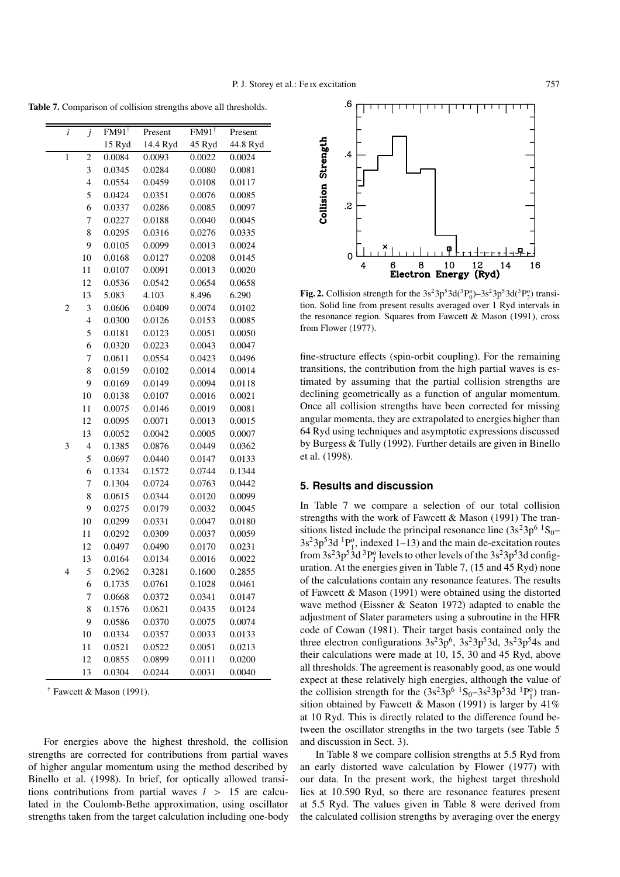**Table 7.** Comparison of collision strengths above all thresholds.

| $i$ | $j$ | FM91[†] 15 Ryd | Present 14.4 Ryd | FM91[†] 45 Ryd | Present 44.8 Ryd |
|---|---|---|---|---|---|
| 1 | 2 | 0.0084 | 0.0093 | 0.0022 | 0.0024 |
| | 3 | 0.0345 | 0.0284 | 0.0080 | 0.0081 |
| | 4 | 0.0554 | 0.0459 | 0.0108 | 0.0117 |
| | 5 | 0.0424 | 0.0351 | 0.0076 | 0.0085 |
| | 6 | 0.0337 | 0.0286 | 0.0085 | 0.0097 |
| | 7 | 0.0227 | 0.0188 | 0.0040 | 0.0045 |
| | 8 | 0.0295 | 0.0316 | 0.0276 | 0.0335 |
| | 9 | 0.0105 | 0.0099 | 0.0013 | 0.0024 |
| | 10 | 0.0168 | 0.0127 | 0.0208 | 0.0145 |
| | 11 | 0.0107 | 0.0091 | 0.0013 | 0.0020 |
| | 12 | 0.0536 | 0.0542 | 0.0654 | 0.0658 |
| | 13 | 5.083 | 4.103 | 8.496 | 6.290 |
| 2 | 3 | 0.0606 | 0.0409 | 0.0074 | 0.0102 |
| | 4 | 0.0300 | 0.0126 | 0.0153 | 0.0085 |
| | 5 | 0.0181 | 0.0123 | 0.0051 | 0.0050 |
| | 6 | 0.0320 | 0.0223 | 0.0043 | 0.0047 |
| | 7 | 0.0611 | 0.0554 | 0.0423 | 0.0496 |
| | 8 | 0.0159 | 0.0102 | 0.0014 | 0.0014 |
| | 9 | 0.0169 | 0.0149 | 0.0094 | 0.0118 |
| | 10 | 0.0138 | 0.0107 | 0.0016 | 0.0021 |
| | 11 | 0.0075 | 0.0146 | 0.0019 | 0.0081 |
| | 12 | 0.0095 | 0.0071 | 0.0013 | 0.0015 |
| | 13 | 0.0052 | 0.0042 | 0.0005 | 0.0007 |
| 3 | 4 | 0.1385 | 0.0876 | 0.0449 | 0.0362 |
| | 5 | 0.0697 | 0.0440 | 0.0147 | 0.0133 |
| | 6 | 0.1334 | 0.1572 | 0.0744 | 0.1344 |
| | 7 | 0.1304 | 0.0724 | 0.0763 | 0.0442 |
| | 8 | 0.0615 | 0.0344 | 0.0120 | 0.0099 |
| | 9 | 0.0275 | 0.0179 | 0.0032 | 0.0045 |
| | 10 | 0.0299 | 0.0331 | 0.0047 | 0.0180 |
| | 11 | 0.0292 | 0.0309 | 0.0037 | 0.0059 |
| | 12 | 0.0497 | 0.0490 | 0.0170 | 0.0231 |
| | 13 | 0.0164 | 0.0134 | 0.0016 | 0.0022 |
| 4 | 5 | 0.2962 | 0.3281 | 0.1600 | 0.2855 |
| | 6 | 0.1735 | 0.0761 | 0.1028 | 0.0461 |
| | 7 | 0.0668 | 0.0372 | 0.0341 | 0.0147 |
| | 8 | 0.1576 | 0.0621 | 0.0435 | 0.0124 |
| | 9 | 0.0586 | 0.0370 | 0.0075 | 0.0074 |
| | 10 | 0.0334 | 0.0357 | 0.0033 | 0.0133 |
| | 11 | 0.0521 | 0.0522 | 0.0051 | 0.0213 |
| | 12 | 0.0855 | 0.0899 | 0.0111 | 0.0200 |
| | 13 | 0.0304 | 0.0244 | 0.0031 | 0.0040 |

[†] Fawcett & Mason (1991).

For energies above the highest threshold, the collision strengths are corrected for contributions from partial waves of higher angular momentum using the method described by Binello et al. (1998). In brief, for optically allowed transitions contributions from partial waves $l > 15$ are calculated in the Coulomb-Bethe approximation, using oscillator strengths taken from the target calculation including one-body fine-structure effects (spin-orbit coupling). For the remaining transitions, the contribution from the high partial waves is estimated by assuming that the partial collision strengths are declining geometrically as a function of angular momentum. Once all collision strengths have been corrected for missing angular momenta, they are extrapolated to energies higher than 64 Ryd using techniques and asymptotic expressions discussed by Burgess & Tully (1992). Further details are given in Binello et al. (1998).

**Fig. 2.** Collision strength for the $3s^23p^53d(^3P^o_0)$–$3s^23p^53d(^3P^o_2)$ transition. Solid line from present results averaged over 1 Ryd intervals in the resonance region. Squares from Fawcett & Mason (1991), cross from Flower (1977).

## 5. Results and discussion

In Table 7 we compare a selection of our total collision strengths with the work of Fawcett & Mason (1991) The transitions listed include the principal resonance line ($3s^23p^6\ ^1S_0$–$3s^23p^53d\ ^1P^o_1$, indexed 1–13) and the main de-excitation routes from $3s^23p^53d\ ^3P^o_J$ levels to other levels of the $3s^23p^53d$ configuration. At the energies given in Table 7, (15 and 45 Ryd) none of the calculations contain any resonance features. The results of Fawcett & Mason (1991) were obtained using the distorted wave method (Eissner & Seaton 1972) adapted to enable the adjustment of Slater parameters using a subroutine in the HFR code of Cowan (1981). Their target basis contained only the three electron configurations $3s^23p^6$, $3s^23p^53d$, $3s^23p^54s$ and their calculations were made at 10, 15, 30 and 45 Ryd, above all thresholds. The agreement is reasonably good, as one would expect at these relatively high energies, although the value of the collision strength for the $(3s^23p^6\ ^1S_0$–$3s^23p^53d\ ^1P^o_1)$ transition obtained by Fawcett & Mason (1991) is larger by 41% at 10 Ryd. This is directly related to the difference found between the oscillator strengths in the two targets (see Table 5 and discussion in Sect. 3).

In Table 8 we compare collision strengths at 5.5 Ryd from an early distorted wave calculation by Flower (1977) with our data. In the present work, the highest target threshold lies at 10.590 Ryd, so there are resonance features present at 5.5 Ryd. The values given in Table 8 were derived from the calculated collision strengths by averaging over the energy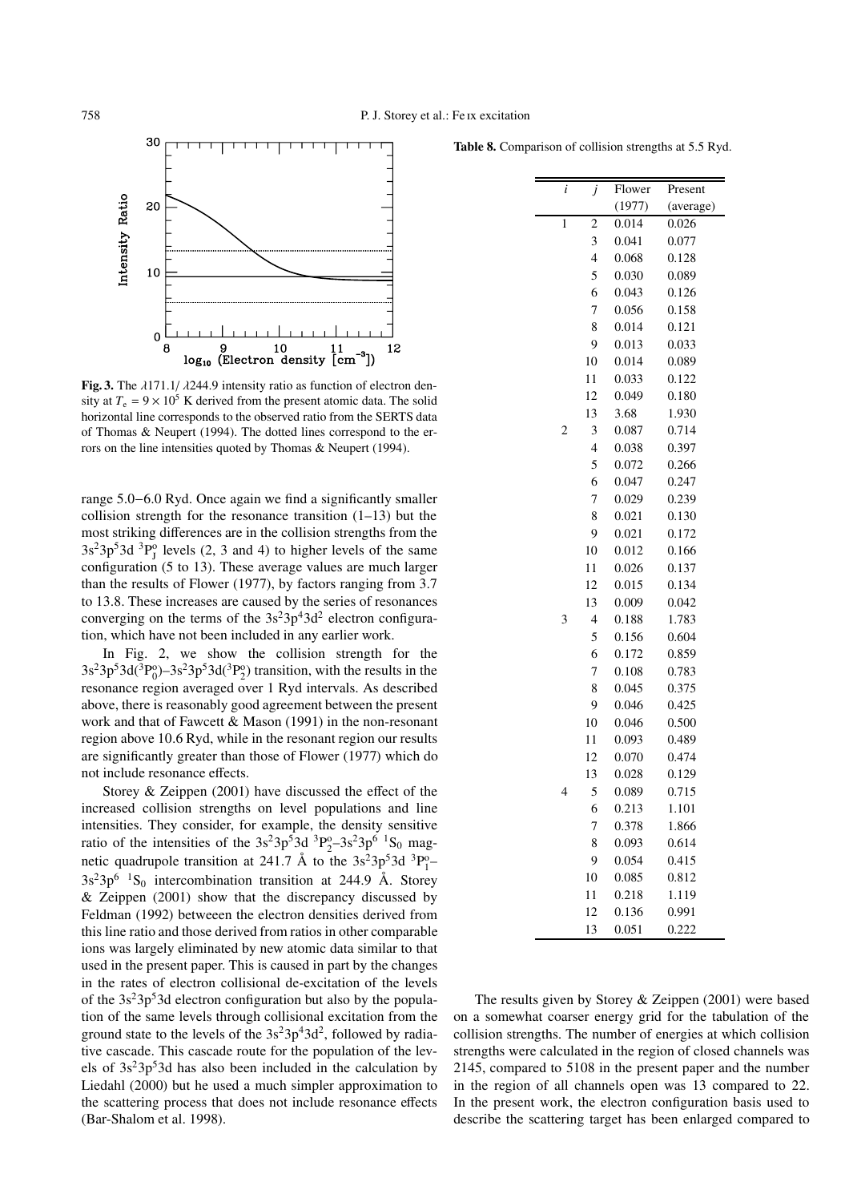Fig. 3. The $\lambda$171.1/ $\lambda$244.9 intensity ratio as function of electron density at $T_e = 9 \times 10^5$ K derived from the present atomic data. The solid horizontal line corresponds to the observed ratio from the SERTS data of Thomas & Neupert (1994). The dotted lines correspond to the errors on the line intensities quoted by Thomas & Neupert (1994).

range 5.0–6.0 Ryd. Once again we find a significantly smaller collision strength for the resonance transition (1–13) but the most striking differences are in the collision strengths from the $3s^23p^53d\ ^3P^o_J$ levels (2, 3 and 4) to higher levels of the same configuration (5 to 13). These average values are much larger than the results of Flower (1977), by factors ranging from 3.7 to 13.8. These increases are caused by the series of resonances converging on the terms of the $3s^23p^43d^2$ electron configuration, which have not been included in any earlier work.

In Fig. 2, we show the collision strength for the $3s^23p^53d(^3P^o_0)$–$3s^23p^53d(^3P^o_2)$ transition, with the results in the resonance region averaged over 1 Ryd intervals. As described above, there is reasonably good agreement between the present work and that of Fawcett & Mason (1991) in the non-resonant region above 10.6 Ryd, while in the resonant region our results are significantly greater than those of Flower (1977) which do not include resonance effects.

Storey & Zeippen (2001) have discussed the effect of the increased collision strengths on level populations and line intensities. They consider, for example, the density sensitive ratio of the intensities of the $3s^23p^53d\ ^3P^o_2$–$3s^23p^6\ ^1S_0$ magnetic quadrupole transition at 241.7 Å to the $3s^23p^53d\ ^3P^o_1$–$3s^23p^6\ ^1S_0$ intercombination transition at 244.9 Å. Storey & Zeippen (2001) show that the discrepancy discussed by Feldman (1992) betweeen the electron densities derived from this line ratio and those derived from ratios in other comparable ions was largely eliminated by new atomic data similar to that used in the present paper. This is caused in part by the changes in the rates of electron collisional de-excitation of the levels of the $3s^23p^53d$ electron configuration but also by the population of the same levels through collisional excitation from the ground state to the levels of the $3s^23p^43d^2$, followed by radiative cascade. This cascade route for the population of the levels of $3s^23p^53d$ has also been included in the calculation by Liedahl (2000) but he used a much simpler approximation to the scattering process that does not include resonance effects (Bar-Shalom et al. 1998).

**Table 8.** Comparison of collision strengths at 5.5 Ryd.

| $i$ | $j$ | Flower (1977) | Present (average) |
|---|---|---|---|
| 1 | 2 | 0.014 | 0.026 |
| | 3 | 0.041 | 0.077 |
| | 4 | 0.068 | 0.128 |
| | 5 | 0.030 | 0.089 |
| | 6 | 0.043 | 0.126 |
| | 7 | 0.056 | 0.158 |
| | 8 | 0.014 | 0.121 |
| | 9 | 0.013 | 0.033 |
| | 10 | 0.014 | 0.089 |
| | 11 | 0.033 | 0.122 |
| | 12 | 0.049 | 0.180 |
| | 13 | 3.68 | 1.930 |
| 2 | 3 | 0.087 | 0.714 |
| | 4 | 0.038 | 0.397 |
| | 5 | 0.072 | 0.266 |
| | 6 | 0.047 | 0.247 |
| | 7 | 0.029 | 0.239 |
| | 8 | 0.021 | 0.130 |
| | 9 | 0.021 | 0.172 |
| | 10 | 0.012 | 0.166 |
| | 11 | 0.026 | 0.137 |
| | 12 | 0.015 | 0.134 |
| | 13 | 0.009 | 0.042 |
| 3 | 4 | 0.188 | 1.783 |
| | 5 | 0.156 | 0.604 |
| | 6 | 0.172 | 0.859 |
| | 7 | 0.108 | 0.783 |
| | 8 | 0.045 | 0.375 |
| | 9 | 0.046 | 0.425 |
| | 10 | 0.046 | 0.500 |
| | 11 | 0.093 | 0.489 |
| | 12 | 0.070 | 0.474 |
| | 13 | 0.028 | 0.129 |
| 4 | 5 | 0.089 | 0.715 |
| | 6 | 0.213 | 1.101 |
| | 7 | 0.378 | 1.866 |
| | 8 | 0.093 | 0.614 |
| | 9 | 0.054 | 0.415 |
| | 10 | 0.085 | 0.812 |
| | 11 | 0.218 | 1.119 |
| | 12 | 0.136 | 0.991 |
| | 13 | 0.051 | 0.222 |

The results given by Storey & Zeippen (2001) were based on a somewhat coarser energy grid for the tabulation of the collision strengths. The number of energies at which collision strengths were calculated in the region of closed channels was 2145, compared to 5108 in the present paper and the number in the region of all channels open was 13 compared to 22. In the present work, the electron configuration basis used to describe the scattering target has been enlarged compared to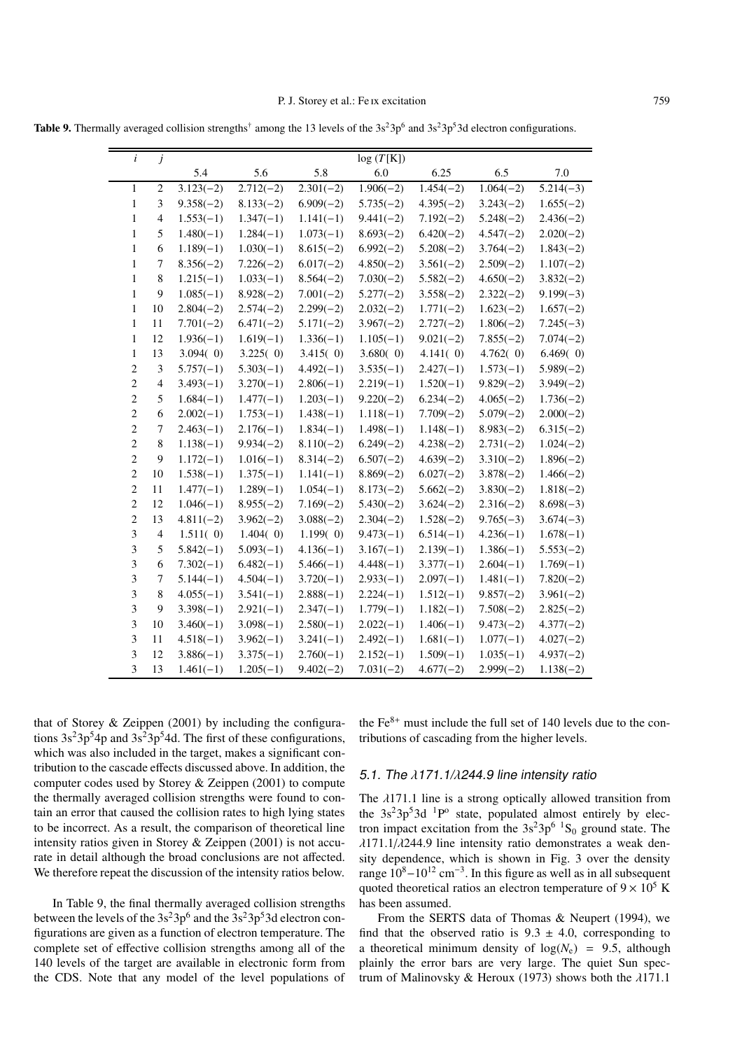**Table 9.** Thermally averaged collision strengths† among the 13 levels of the $3s^23p^6$ and $3s^23p^53d$ electron configurations.

| $i$ | $j$ | log ($T$[K]) | | | | | | |
|---|---|---|---|---|---|---|---|---|
| | | 5.4 | 5.6 | 5.8 | 6.0 | 6.25 | 6.5 | 7.0 |
| 1 | 2 | 3.123(−2) | 2.712(−2) | 2.301(−2) | 1.906(−2) | 1.454(−2) | 1.064(−2) | 5.214(−3) |
| 1 | 3 | 9.358(−2) | 8.133(−2) | 6.909(−2) | 5.735(−2) | 4.395(−2) | 3.243(−2) | 1.655(−2) |
| 1 | 4 | 1.553(−1) | 1.347(−1) | 1.141(−1) | 9.441(−2) | 7.192(−2) | 5.248(−2) | 2.436(−2) |
| 1 | 5 | 1.480(−1) | 1.284(−1) | 1.073(−1) | 8.693(−2) | 6.420(−2) | 4.547(−2) | 2.020(−2) |
| 1 | 6 | 1.189(−1) | 1.030(−1) | 8.615(−2) | 6.992(−2) | 5.208(−2) | 3.764(−2) | 1.843(−2) |
| 1 | 7 | 8.356(−2) | 7.226(−2) | 6.017(−2) | 4.850(−2) | 3.561(−2) | 2.509(−2) | 1.107(−2) |
| 1 | 8 | 1.215(−1) | 1.033(−1) | 8.564(−2) | 7.030(−2) | 5.582(−2) | 4.650(−2) | 3.832(−2) |
| 1 | 9 | 1.085(−1) | 8.928(−2) | 7.001(−2) | 5.277(−2) | 3.558(−2) | 2.322(−2) | 9.199(−3) |
| 1 | 10 | 2.804(−2) | 2.574(−2) | 2.299(−2) | 2.032(−2) | 1.771(−2) | 1.623(−2) | 1.657(−2) |
| 1 | 11 | 7.701(−2) | 6.471(−2) | 5.171(−2) | 3.967(−2) | 2.727(−2) | 1.806(−2) | 7.245(−3) |
| 1 | 12 | 1.936(−1) | 1.619(−1) | 1.336(−1) | 1.105(−1) | 9.021(−2) | 7.855(−2) | 7.074(−2) |
| 1 | 13 | 3.094( 0) | 3.225( 0) | 3.415( 0) | 3.680( 0) | 4.141( 0) | 4.762( 0) | 6.469( 0) |
| 2 | 3 | 5.757(−1) | 5.303(−1) | 4.492(−1) | 3.535(−1) | 2.427(−1) | 1.573(−1) | 5.989(−2) |
| 2 | 4 | 3.493(−1) | 3.270(−1) | 2.806(−1) | 2.219(−1) | 1.520(−1) | 9.829(−2) | 3.949(−2) |
| 2 | 5 | 1.684(−1) | 1.477(−1) | 1.203(−1) | 9.220(−2) | 6.234(−2) | 4.065(−2) | 1.736(−2) |
| 2 | 6 | 2.002(−1) | 1.753(−1) | 1.438(−1) | 1.118(−1) | 7.709(−2) | 5.079(−2) | 2.000(−2) |
| 2 | 7 | 2.463(−1) | 2.176(−1) | 1.834(−1) | 1.498(−1) | 1.148(−1) | 8.983(−2) | 6.315(−2) |
| 2 | 8 | 1.138(−1) | 9.934(−2) | 8.110(−2) | 6.249(−2) | 4.238(−2) | 2.731(−2) | 1.024(−2) |
| 2 | 9 | 1.172(−1) | 1.016(−1) | 8.314(−2) | 6.507(−2) | 4.639(−2) | 3.310(−2) | 1.896(−2) |
| 2 | 10 | 1.538(−1) | 1.375(−1) | 1.141(−1) | 8.869(−2) | 6.027(−2) | 3.878(−2) | 1.466(−2) |
| 2 | 11 | 1.477(−1) | 1.289(−1) | 1.054(−1) | 8.173(−2) | 5.662(−2) | 3.830(−2) | 1.818(−2) |
| 2 | 12 | 1.046(−1) | 8.955(−2) | 7.169(−2) | 5.430(−2) | 3.624(−2) | 2.316(−2) | 8.698(−3) |
| 2 | 13 | 4.811(−2) | 3.962(−2) | 3.088(−2) | 2.304(−2) | 1.528(−2) | 9.765(−3) | 3.674(−3) |
| 3 | 4 | 1.511( 0) | 1.404( 0) | 1.199( 0) | 9.473(−1) | 6.514(−1) | 4.236(−1) | 1.678(−1) |
| 3 | 5 | 5.842(−1) | 5.093(−1) | 4.136(−1) | 3.167(−1) | 2.139(−1) | 1.386(−1) | 5.553(−2) |
| 3 | 6 | 7.302(−1) | 6.482(−1) | 5.466(−1) | 4.448(−1) | 3.377(−1) | 2.604(−1) | 1.769(−1) |
| 3 | 7 | 5.144(−1) | 4.504(−1) | 3.720(−1) | 2.933(−1) | 2.097(−1) | 1.481(−1) | 7.820(−2) |
| 3 | 8 | 4.055(−1) | 3.541(−1) | 2.888(−1) | 2.224(−1) | 1.512(−1) | 9.857(−2) | 3.961(−2) |
| 3 | 9 | 3.398(−1) | 2.921(−1) | 2.347(−1) | 1.779(−1) | 1.182(−1) | 7.508(−2) | 2.825(−2) |
| 3 | 10 | 3.460(−1) | 3.098(−1) | 2.580(−1) | 2.022(−1) | 1.406(−1) | 9.473(−2) | 4.377(−2) |
| 3 | 11 | 4.518(−1) | 3.962(−1) | 3.241(−1) | 2.492(−1) | 1.681(−1) | 1.077(−1) | 4.027(−2) |
| 3 | 12 | 3.886(−1) | 3.375(−1) | 2.760(−1) | 2.152(−1) | 1.509(−1) | 1.035(−1) | 4.937(−2) |
| 3 | 13 | 1.461(−1) | 1.205(−1) | 9.402(−2) | 7.031(−2) | 4.677(−2) | 2.999(−2) | 1.138(−2) |

that of Storey & Zeippen (2001) by including the configurations $3s^23p^54p$ and $3s^23p^54d$. The first of these configurations, which was also included in the target, makes a significant contribution to the cascade effects discussed above. In addition, the computer codes used by Storey & Zeippen (2001) to compute the thermally averaged collision strengths were found to contain an error that caused the collision rates to high lying states to be incorrect. As a result, the comparison of theoretical line intensity ratios given in Storey & Zeippen (2001) is not accurate in detail although the broad conclusions are not affected. We therefore repeat the discussion of the intensity ratios below.

In Table 9, the final thermally averaged collision strengths between the levels of the $3s^23p^6$ and the $3s^23p^53d$ electron configurations are given as a function of electron temperature. The complete set of effective collision strengths among all of the 140 levels of the target are available in electronic form from the CDS. Note that any model of the level populations of the $Fe^{8+}$ must include the full set of 140 levels due to the contributions of cascading from the higher levels.

### 5.1. The λ171.1/λ244.9 line intensity ratio

The λ171.1 line is a strong optically allowed transition from the $3s^23p^53d\ ^1P^o$ state, populated almost entirely by electron impact excitation from the $3s^23p^6\ ^1S_0$ ground state. The λ171.1/λ244.9 line intensity ratio demonstrates a weak density dependence, which is shown in Fig. 3 over the density range $10^8$–$10^{12}$ cm$^{-3}$. In this figure as well as in all subsequent quoted theoretical ratios an electron temperature of $9 \times 10^5$ K has been assumed.

From the SERTS data of Thomas & Neupert (1994), we find that the observed ratio is $9.3 \pm 4.0$, corresponding to a theoretical minimum density of $\log(N_e) = 9.5$, although plainly the error bars are very large. The quiet Sun spectrum of Malinovsky & Heroux (1973) shows both the λ171.1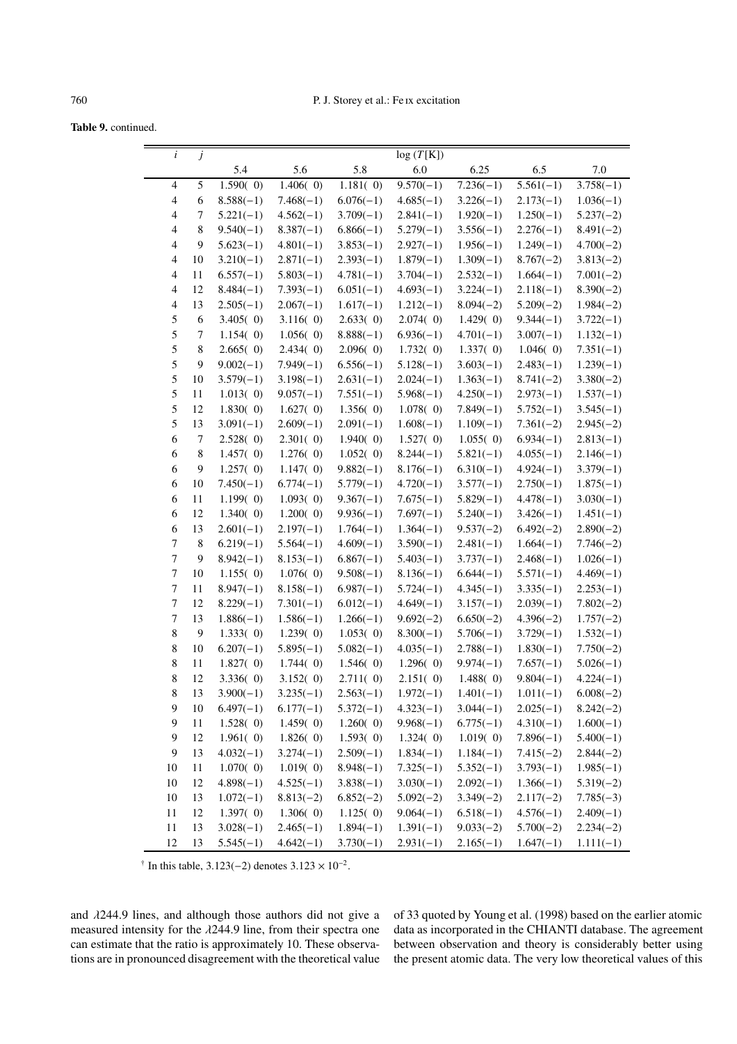**Table 9.** continued.

| $i$ | $j$ | log ($T$[K]) | | | | | | |
|---|---|---|---|---|---|---|---|---|
| | | 5.4 | 5.6 | 5.8 | 6.0 | 6.25 | 6.5 | 7.0 |
| 4 | 5 | 1.590( 0) | 1.406( 0) | 1.181( 0) | 9.570(−1) | 7.236(−1) | 5.561(−1) | 3.758(−1) |
| 4 | 6 | 8.588(−1) | 7.468(−1) | 6.076(−1) | 4.685(−1) | 3.226(−1) | 2.173(−1) | 1.036(−1) |
| 4 | 7 | 5.221(−1) | 4.562(−1) | 3.709(−1) | 2.841(−1) | 1.920(−1) | 1.250(−1) | 5.237(−2) |
| 4 | 8 | 9.540(−1) | 8.387(−1) | 6.866(−1) | 5.279(−1) | 3.556(−1) | 2.276(−1) | 8.491(−2) |
| 4 | 9 | 5.623(−1) | 4.801(−1) | 3.853(−1) | 2.927(−1) | 1.956(−1) | 1.249(−1) | 4.700(−2) |
| 4 | 10 | 3.210(−1) | 2.871(−1) | 2.393(−1) | 1.879(−1) | 1.309(−1) | 8.767(−2) | 3.813(−2) |
| 4 | 11 | 6.557(−1) | 5.803(−1) | 4.781(−1) | 3.704(−1) | 2.532(−1) | 1.664(−1) | 7.001(−2) |
| 4 | 12 | 8.484(−1) | 7.393(−1) | 6.051(−1) | 4.693(−1) | 3.224(−1) | 2.118(−1) | 8.390(−2) |
| 4 | 13 | 2.505(−1) | 2.067(−1) | 1.617(−1) | 1.212(−1) | 8.094(−2) | 5.209(−2) | 1.984(−2) |
| 5 | 6 | 3.405( 0) | 3.116( 0) | 2.633( 0) | 2.074( 0) | 1.429( 0) | 9.344(−1) | 3.722(−1) |
| 5 | 7 | 1.154( 0) | 1.056( 0) | 8.888(−1) | 6.936(−1) | 4.701(−1) | 3.007(−1) | 1.132(−1) |
| 5 | 8 | 2.665( 0) | 2.434( 0) | 2.096( 0) | 1.732( 0) | 1.337( 0) | 1.046( 0) | 7.351(−1) |
| 5 | 9 | 9.002(−1) | 7.949(−1) | 6.556(−1) | 5.128(−1) | 3.603(−1) | 2.483(−1) | 1.239(−1) |
| 5 | 10 | 3.579(−1) | 3.198(−1) | 2.631(−1) | 2.024(−1) | 1.363(−1) | 8.741(−2) | 3.380(−2) |
| 5 | 11 | 1.013( 0) | 9.057(−1) | 7.551(−1) | 5.968(−1) | 4.250(−1) | 2.973(−1) | 1.537(−1) |
| 5 | 12 | 1.830( 0) | 1.627( 0) | 1.356( 0) | 1.078( 0) | 7.849(−1) | 5.752(−1) | 3.545(−1) |
| 5 | 13 | 3.091(−1) | 2.609(−1) | 2.091(−1) | 1.608(−1) | 1.109(−1) | 7.361(−2) | 2.945(−2) |
| 6 | 7 | 2.528( 0) | 2.301( 0) | 1.940( 0) | 1.527( 0) | 1.055( 0) | 6.934(−1) | 2.813(−1) |
| 6 | 8 | 1.457( 0) | 1.276( 0) | 1.052( 0) | 8.244(−1) | 5.821(−1) | 4.055(−1) | 2.146(−1) |
| 6 | 9 | 1.257( 0) | 1.147( 0) | 9.882(−1) | 8.176(−1) | 6.310(−1) | 4.924(−1) | 3.379(−1) |
| 6 | 10 | 7.450(−1) | 6.774(−1) | 5.779(−1) | 4.720(−1) | 3.577(−1) | 2.750(−1) | 1.875(−1) |
| 6 | 11 | 1.199( 0) | 1.093( 0) | 9.367(−1) | 7.675(−1) | 5.829(−1) | 4.478(−1) | 3.030(−1) |
| 6 | 12 | 1.340( 0) | 1.200( 0) | 9.936(−1) | 7.697(−1) | 5.240(−1) | 3.426(−1) | 1.451(−1) |
| 6 | 13 | 2.601(−1) | 2.197(−1) | 1.764(−1) | 1.364(−1) | 9.537(−2) | 6.492(−2) | 2.890(−2) |
| 7 | 8 | 6.219(−1) | 5.564(−1) | 4.609(−1) | 3.590(−1) | 2.481(−1) | 1.664(−1) | 7.746(−2) |
| 7 | 9 | 8.942(−1) | 8.153(−1) | 6.867(−1) | 5.403(−1) | 3.737(−1) | 2.468(−1) | 1.026(−1) |
| 7 | 10 | 1.155( 0) | 1.076( 0) | 9.508(−1) | 8.136(−1) | 6.644(−1) | 5.571(−1) | 4.469(−1) |
| 7 | 11 | 8.947(−1) | 8.158(−1) | 6.987(−1) | 5.724(−1) | 4.345(−1) | 3.335(−1) | 2.253(−1) |
| 7 | 12 | 8.229(−1) | 7.301(−1) | 6.012(−1) | 4.649(−1) | 3.157(−1) | 2.039(−1) | 7.802(−2) |
| 7 | 13 | 1.886(−1) | 1.586(−1) | 1.266(−1) | 9.692(−2) | 6.650(−2) | 4.396(−2) | 1.757(−2) |
| 8 | 9 | 1.333( 0) | 1.239( 0) | 1.053( 0) | 8.300(−1) | 5.706(−1) | 3.729(−1) | 1.532(−1) |
| 8 | 10 | 6.207(−1) | 5.895(−1) | 5.082(−1) | 4.035(−1) | 2.788(−1) | 1.830(−1) | 7.750(−2) |
| 8 | 11 | 1.827( 0) | 1.744( 0) | 1.546( 0) | 1.296( 0) | 9.974(−1) | 7.657(−1) | 5.026(−1) |
| 8 | 12 | 3.336( 0) | 3.152( 0) | 2.711( 0) | 2.151( 0) | 1.488( 0) | 9.804(−1) | 4.224(−1) |
| 8 | 13 | 3.900(−1) | 3.235(−1) | 2.563(−1) | 1.972(−1) | 1.401(−1) | 1.011(−1) | 6.008(−2) |
| 9 | 10 | 6.497(−1) | 6.177(−1) | 5.372(−1) | 4.323(−1) | 3.044(−1) | 2.025(−1) | 8.242(−2) |
| 9 | 11 | 1.528( 0) | 1.459( 0) | 1.260( 0) | 9.968(−1) | 6.775(−1) | 4.310(−1) | 1.600(−1) |
| 9 | 12 | 1.961( 0) | 1.826( 0) | 1.593( 0) | 1.324( 0) | 1.019( 0) | 7.896(−1) | 5.400(−1) |
| 9 | 13 | 4.032(−1) | 3.274(−1) | 2.509(−1) | 1.834(−1) | 1.184(−1) | 7.415(−2) | 2.844(−2) |
| 10 | 11 | 1.070( 0) | 1.019( 0) | 8.948(−1) | 7.325(−1) | 5.352(−1) | 3.793(−1) | 1.985(−1) |
| 10 | 12 | 4.898(−1) | 4.525(−1) | 3.838(−1) | 3.030(−1) | 2.092(−1) | 1.366(−1) | 5.319(−2) |
| 10 | 13 | 1.072(−1) | 8.813(−2) | 6.852(−2) | 5.092(−2) | 3.349(−2) | 2.117(−2) | 7.785(−3) |
| 11 | 12 | 1.397( 0) | 1.306( 0) | 1.125( 0) | 9.064(−1) | 6.518(−1) | 4.576(−1) | 2.409(−1) |
| 11 | 13 | 3.028(−1) | 2.465(−1) | 1.894(−1) | 1.391(−1) | 9.033(−2) | 5.700(−2) | 2.234(−2) |
| 12 | 13 | 5.545(−1) | 4.642(−1) | 3.730(−1) | 2.931(−1) | 2.165(−1) | 1.647(−1) | 1.111(−1) |

† In this table, 3.123(−2) denotes $3.123 \times 10^{-2}$.

and $\lambda$244.9 lines, and although those authors did not give a measured intensity for the $\lambda$244.9 line, from their spectra one can estimate that the ratio is approximately 10. These observations are in pronounced disagreement with the theoretical value of 33 quoted by Young et al. (1998) based on the earlier atomic data as incorporated in the CHIANTI database. The agreement between observation and theory is considerably better using the present atomic data. The very low theoretical values of this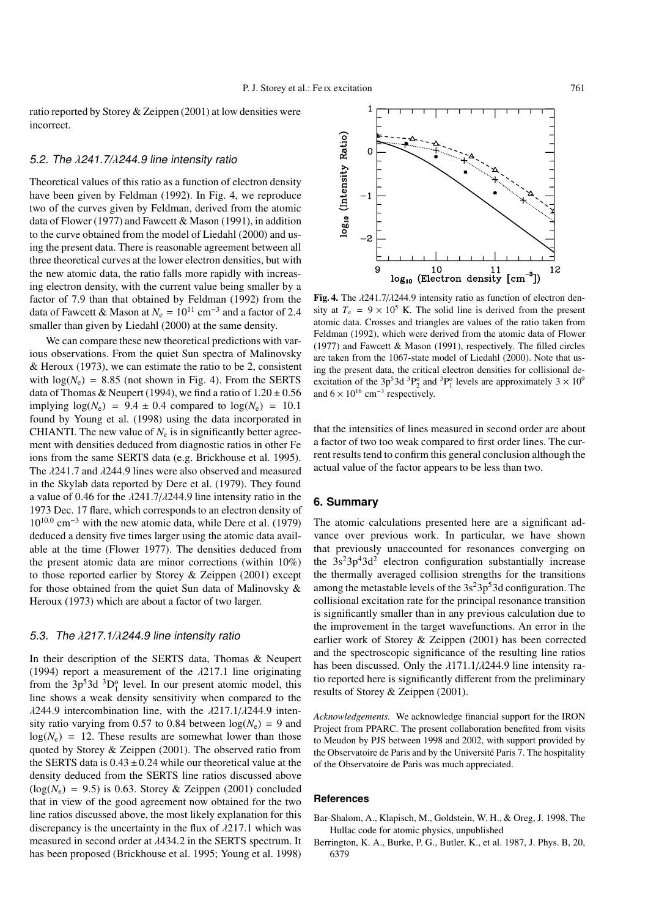ratio reported by Storey & Zeippen (2001) at low densities were incorrect.

### 5.2. The $\lambda$241.7/$\lambda$244.9 line intensity ratio

Theoretical values of this ratio as a function of electron density have been given by Feldman (1992). In Fig. 4, we reproduce two of the curves given by Feldman, derived from the atomic data of Flower (1977) and Fawcett & Mason (1991), in addition to the curve obtained from the model of Liedahl (2000) and using the present data. There is reasonable agreement between all three theoretical curves at the lower electron densities, but with the new atomic data, the ratio falls more rapidly with increasing electron density, with the current value being smaller by a factor of 7.9 than that obtained by Feldman (1992) from the data of Fawcett & Mason at $N_e = 10^{11}$ cm$^{-3}$ and a factor of 2.4 smaller than given by Liedahl (2000) at the same density.

We can compare these new theoretical predictions with various observations. From the quiet Sun spectra of Malinovsky & Heroux (1973), we can estimate the ratio to be 2, consistent with $\log(N_e) = 8.85$ (not shown in Fig. 4). From the SERTS data of Thomas & Neupert (1994), we find a ratio of $1.20 \pm 0.56$ implying $\log(N_e) = 9.4 \pm 0.4$ compared to $\log(N_e) = 10.1$ found by Young et al. (1998) using the data incorporated in CHIANTI. The new value of $N_e$ is in significantly better agreement with densities deduced from diagnostic ratios in other Fe ions from the same SERTS data (e.g. Brickhouse et al. 1995). The $\lambda$241.7 and $\lambda$244.9 lines were also observed and measured in the Skylab data reported by Dere et al. (1979). They found a value of 0.46 for the $\lambda$241.7/$\lambda$244.9 line intensity ratio in the 1973 Dec. 17 flare, which corresponds to an electron density of $10^{10.0}$ cm$^{-3}$ with the new atomic data, while Dere et al. (1979) deduced a density five times larger using the atomic data available at the time (Flower 1977). The densities deduced from the present atomic data are minor corrections (within 10%) to those reported earlier by Storey & Zeippen (2001) except for those obtained from the quiet Sun data of Malinovsky & Heroux (1973) which are about a factor of two larger.

**Fig. 4.** The $\lambda$241.7/$\lambda$244.9 intensity ratio as function of electron density at $T_e = 9 \times 10^5$ K. The solid line is derived from the present atomic data. Crosses and triangles are values of the ratio taken from Feldman (1992), which were derived from the atomic data of Flower (1977) and Fawcett & Mason (1991), respectively. The filled circles are taken from the 1067-state model of Liedahl (2000). Note that using the present data, the critical electron densities for collisional de-excitation of the $3p^5 3d\ ^3P^o_2$ and $^3P^o_1$ levels are approximately $3 \times 10^9$ and $6 \times 10^{16}$ cm$^{-3}$ respectively.

### 5.3. The $\lambda$217.1/$\lambda$244.9 line intensity ratio

In their description of the SERTS data, Thomas & Neupert (1994) report a measurement of the $\lambda$217.1 line originating from the $3p^5 3d\ ^3D^o_1$ level. In our present atomic model, this line shows a weak density sensitivity when compared to the $\lambda$244.9 intercombination line, with the $\lambda$217.1/$\lambda$244.9 intensity ratio varying from 0.57 to 0.84 between $\log(N_e) = 9$ and $\log(N_e) = 12$. These results are somewhat lower than those quoted by Storey & Zeippen (2001). The observed ratio from the SERTS data is $0.43 \pm 0.24$ while our theoretical value at the density deduced from the SERTS line ratios discussed above ($\log(N_e) = 9.5$) is 0.63. Storey & Zeippen (2001) concluded that in view of the good agreement now obtained for the two line ratios discussed above, the most likely explanation for this discrepancy is the uncertainty in the flux of $\lambda$217.1 which was measured in second order at $\lambda$434.2 in the SERTS spectrum. It has been proposed (Brickhouse et al. 1995; Young et al. 1998) that the intensities of lines measured in second order are about a factor of two too weak compared to first order lines. The current results tend to confirm this general conclusion although the actual value of the factor appears to be less than two.

## 6. Summary

The atomic calculations presented here are a significant advance over previous work. In particular, we have shown that previously unaccounted for resonances converging on the $3s^2 3p^4 3d^2$ electron configuration substantially increase the thermally averaged collision strengths for the transitions among the metastable levels of the $3s^2 3p^5 3d$ configuration. The collisional excitation rate for the principal resonance transition is significantly smaller than in any previous calculation due to the improvement in the target wavefunctions. An error in the earlier work of Storey & Zeippen (2001) has been corrected and the spectroscopic significance of the resulting line ratios has been discussed. Only the $\lambda$171.1/$\lambda$244.9 line intensity ratio reported here is significantly different from the preliminary results of Storey & Zeippen (2001).

*Acknowledgements.* We acknowledge financial support for the IRON Project from PPARC. The present collaboration benefited from visits to Meudon by PJS between 1998 and 2002, with support provided by the Observatoire de Paris and by the Université Paris 7. The hospitality of the Observatoire de Paris was much appreciated.

## References

Bar-Shalom, A., Klapisch, M., Goldstein, W. H., & Oreg, J. 1998, The Hullac code for atomic physics, unpublished

Berrington, K. A., Burke, P. G., Butler, K., et al. 1987, J. Phys. B, 20, 6379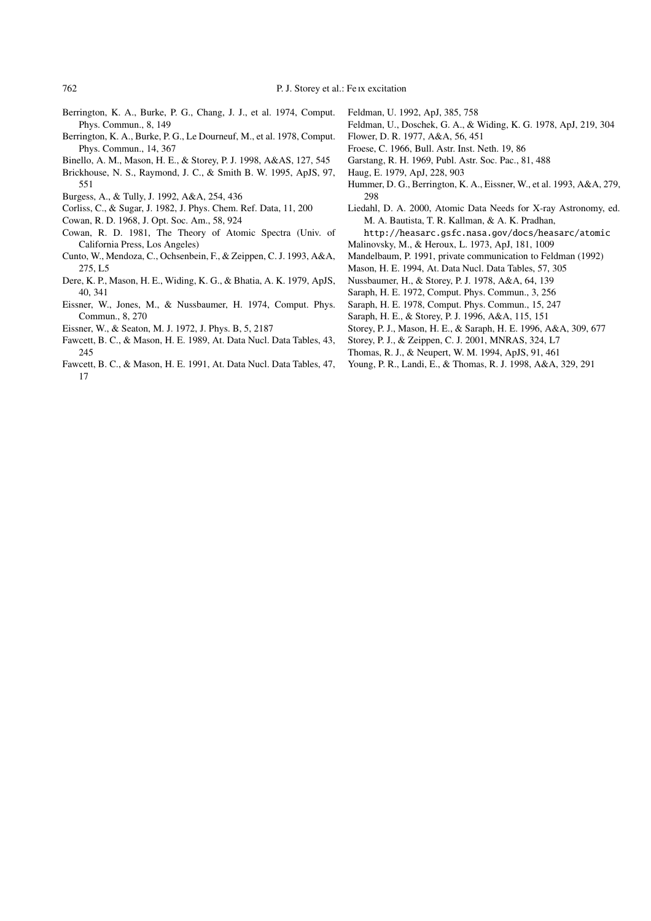Berrington, K. A., Burke, P. G., Chang, J. J., et al. 1974, Comput. Phys. Commun., 8, 149

Berrington, K. A., Burke, P. G., Le Dourneuf, M., et al. 1978, Comput. Phys. Commun., 14, 367

Binello, A. M., Mason, H. E., & Storey, P. J. 1998, A&AS, 127, 545

Brickhouse, N. S., Raymond, J. C., & Smith B. W. 1995, ApJS, 97, 551

Burgess, A., & Tully, J. 1992, A&A, 254, 436

Corliss, C., & Sugar, J. 1982, J. Phys. Chem. Ref. Data, 11, 200

Cowan, R. D. 1968, J. Opt. Soc. Am., 58, 924

Cowan, R. D. 1981, The Theory of Atomic Spectra (Univ. of California Press, Los Angeles)

Cunto, W., Mendoza, C., Ochsenbein, F., & Zeippen, C. J. 1993, A&A, 275, L5

Dere, K. P., Mason, H. E., Widing, K. G., & Bhatia, A. K. 1979, ApJS, 40, 341

Eissner, W., Jones, M., & Nussbaumer, H. 1974, Comput. Phys. Commun., 8, 270

Eissner, W., & Seaton, M. J. 1972, J. Phys. B, 5, 2187

Fawcett, B. C., & Mason, H. E. 1989, At. Data Nucl. Data Tables, 43, 245

Fawcett, B. C., & Mason, H. E. 1991, At. Data Nucl. Data Tables, 47, 17

Feldman, U. 1992, ApJ, 385, 758

Feldman, U., Doschek, G. A., & Widing, K. G. 1978, ApJ, 219, 304

Flower, D. R. 1977, A&A, 56, 451

Froese, C. 1966, Bull. Astr. Inst. Neth. 19, 86

Garstang, R. H. 1969, Publ. Astr. Soc. Pac., 81, 488

Haug, E. 1979, ApJ, 228, 903

Hummer, D. G., Berrington, K. A., Eissner, W., et al. 1993, A&A, 279, 298

Liedahl, D. A. 2000, Atomic Data Needs for X-ray Astronomy, ed. M. A. Bautista, T. R. Kallman, & A. K. Pradhan, http://heasarc.gsfc.nasa.gov/docs/heasarc/atomic

Malinovsky, M., & Heroux, L. 1973, ApJ, 181, 1009

Mandelbaum, P. 1991, private communication to Feldman (1992)

Mason, H. E. 1994, At. Data Nucl. Data Tables, 57, 305

Nussbaumer, H., & Storey, P. J. 1978, A&A, 64, 139

Saraph, H. E. 1972, Comput. Phys. Commun., 3, 256

Saraph, H. E. 1978, Comput. Phys. Commun., 15, 247

Saraph, H. E., & Storey, P. J. 1996, A&A, 115, 151

Storey, P. J., Mason, H. E., & Saraph, H. E. 1996, A&A, 309, 677

Storey, P. J., & Zeippen, C. J. 2001, MNRAS, 324, L7

Thomas, R. J., & Neupert, W. M. 1994, ApJS, 91, 461

Young, P. R., Landi, E., & Thomas, R. J. 1998, A&A, 329, 291